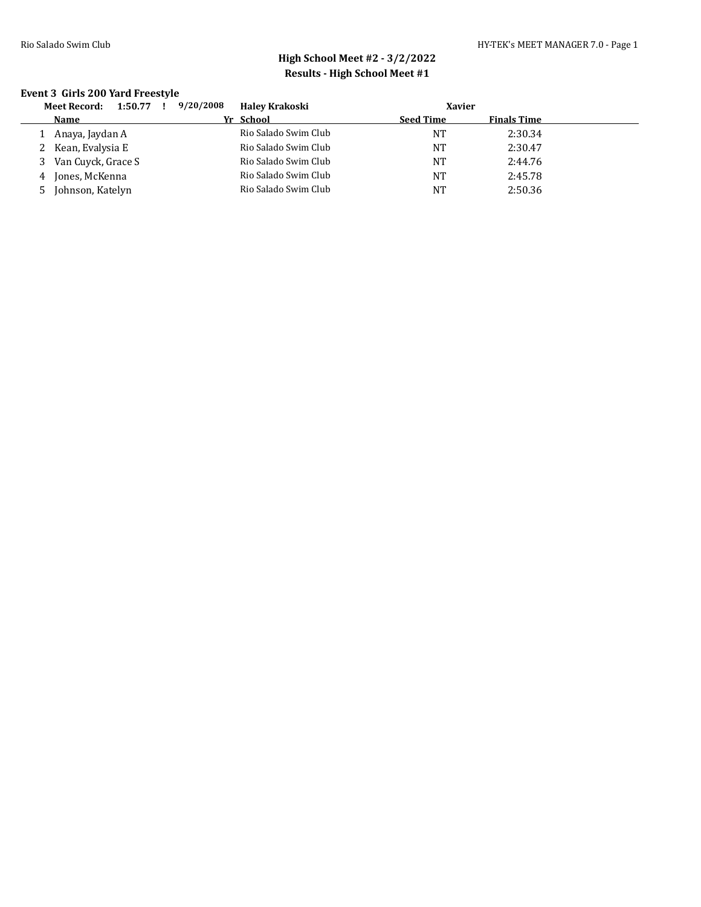**High School Meet #2 - 3/2/2022**
**Results - High School Meet #1**

### Event 3 Girls 200 Yard Freestyle

**Meet Record: 1:50.77 ! 9/20/2008 Haley Krakoski Xavier**

| | Name | Yr | School | Seed Time | Finals Time |
|---|---|---|---|---|---|
| 1 | Anaya, Jaydan A | | Rio Salado Swim Club | NT | 2:30.34 |
| 2 | Kean, Evalysia E | | Rio Salado Swim Club | NT | 2:30.47 |
| 3 | Van Cuyck, Grace S | | Rio Salado Swim Club | NT | 2:44.76 |
| 4 | Jones, McKenna | | Rio Salado Swim Club | NT | 2:45.78 |
| 5 | Johnson, Katelyn | | Rio Salado Swim Club | NT | 2:50.36 |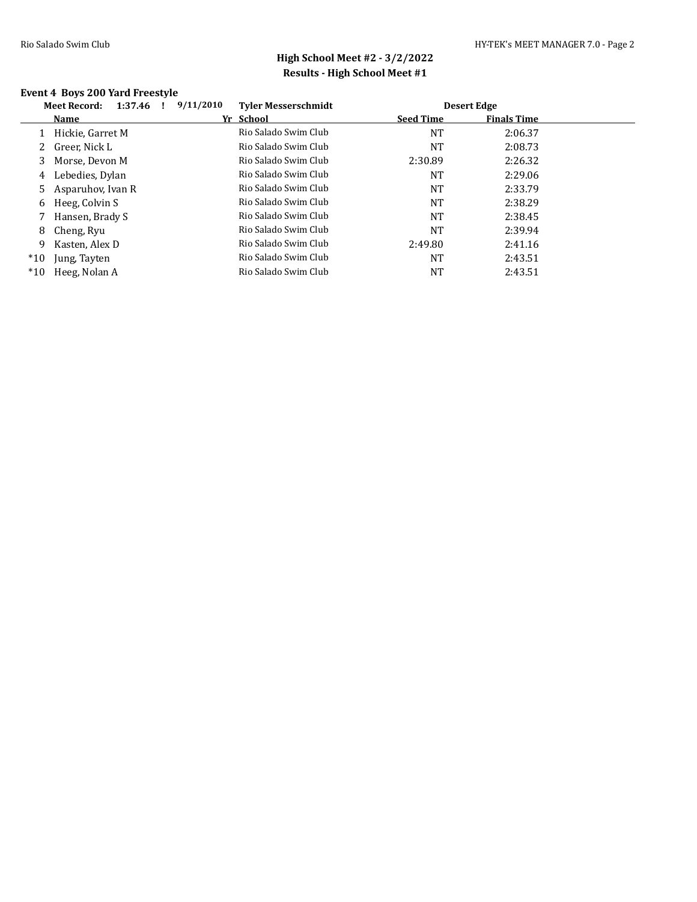## High School Meet #2 - 3/2/2022

## Results - High School Meet #1

### Event 4 Boys 200 Yard Freestyle

| Meet Record: | 1:37.46 ! | 9/11/2010 | Tyler Messerschmidt | Desert Edge | |
|---|---|---|---|---|---|
| | **Name** | **Yr** | **School** | **Seed Time** | **Finals Time** |
| 1 | Hickie, Garret M | | Rio Salado Swim Club | NT | 2:06.37 |
| 2 | Greer, Nick L | | Rio Salado Swim Club | NT | 2:08.73 |
| 3 | Morse, Devon M | | Rio Salado Swim Club | 2:30.89 | 2:26.32 |
| 4 | Lebedies, Dylan | | Rio Salado Swim Club | NT | 2:29.06 |
| 5 | Asparuhov, Ivan R | | Rio Salado Swim Club | NT | 2:33.79 |
| 6 | Heeg, Colvin S | | Rio Salado Swim Club | NT | 2:38.29 |
| 7 | Hansen, Brady S | | Rio Salado Swim Club | NT | 2:38.45 |
| 8 | Cheng, Ryu | | Rio Salado Swim Club | NT | 2:39.94 |
| 9 | Kasten, Alex D | | Rio Salado Swim Club | 2:49.80 | 2:41.16 |
| *10 | Jung, Tayten | | Rio Salado Swim Club | NT | 2:43.51 |
| *10 | Heeg, Nolan A | | Rio Salado Swim Club | NT | 2:43.51 |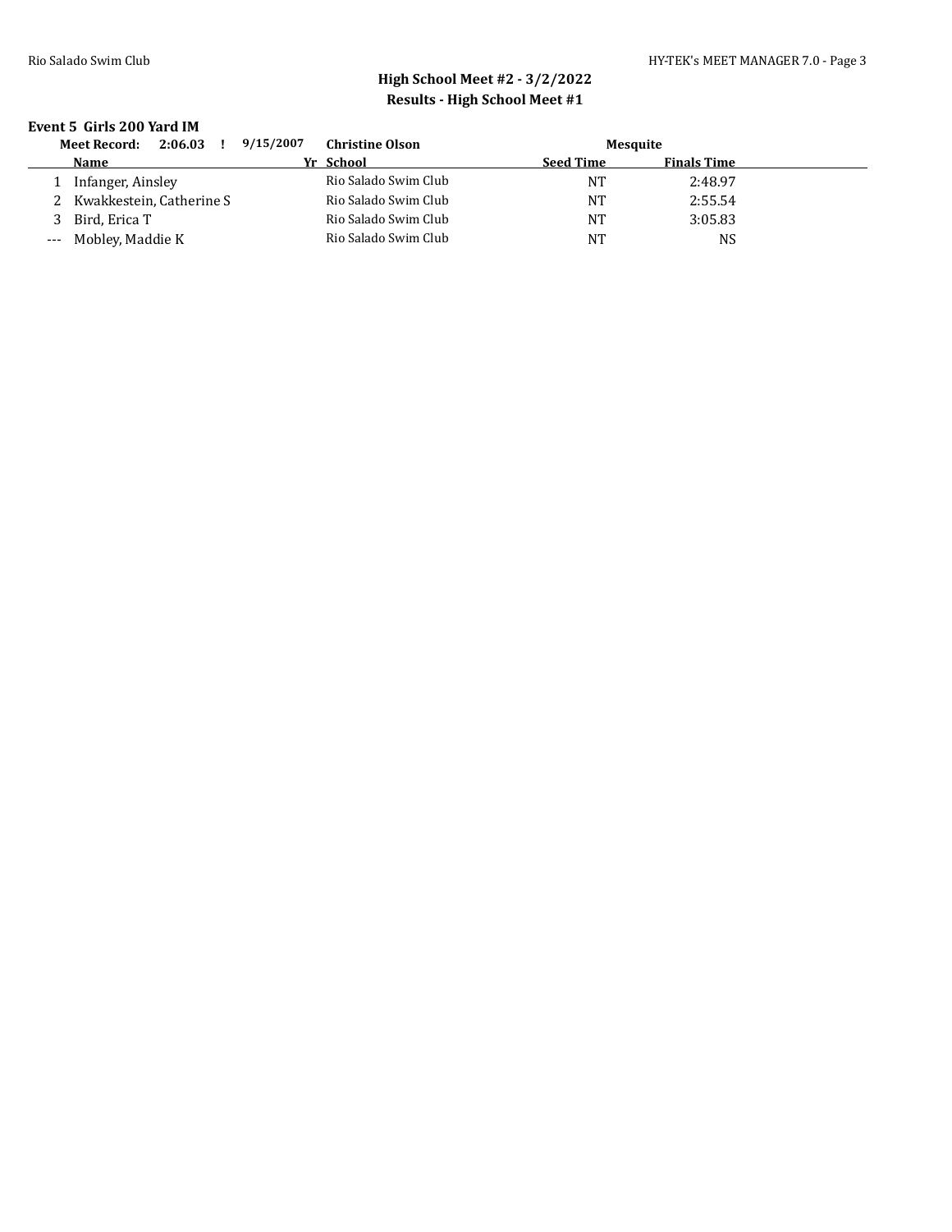## High School Meet #2 - 3/2/2022
## Results - High School Meet #1

### Event 5 Girls 200 Yard IM

**Meet Record: 2:06.03 ! 9/15/2007 Christine Olson Mesquite**

| | Name | Yr | School | Seed Time | Finals Time |
|---|---|---|---|---|---|
| 1 | Infanger, Ainsley | | Rio Salado Swim Club | NT | 2:48.97 |
| 2 | Kwakkestein, Catherine S | | Rio Salado Swim Club | NT | 2:55.54 |
| 3 | Bird, Erica T | | Rio Salado Swim Club | NT | 3:05.83 |
| --- | Mobley, Maddie K | | Rio Salado Swim Club | NT | NS |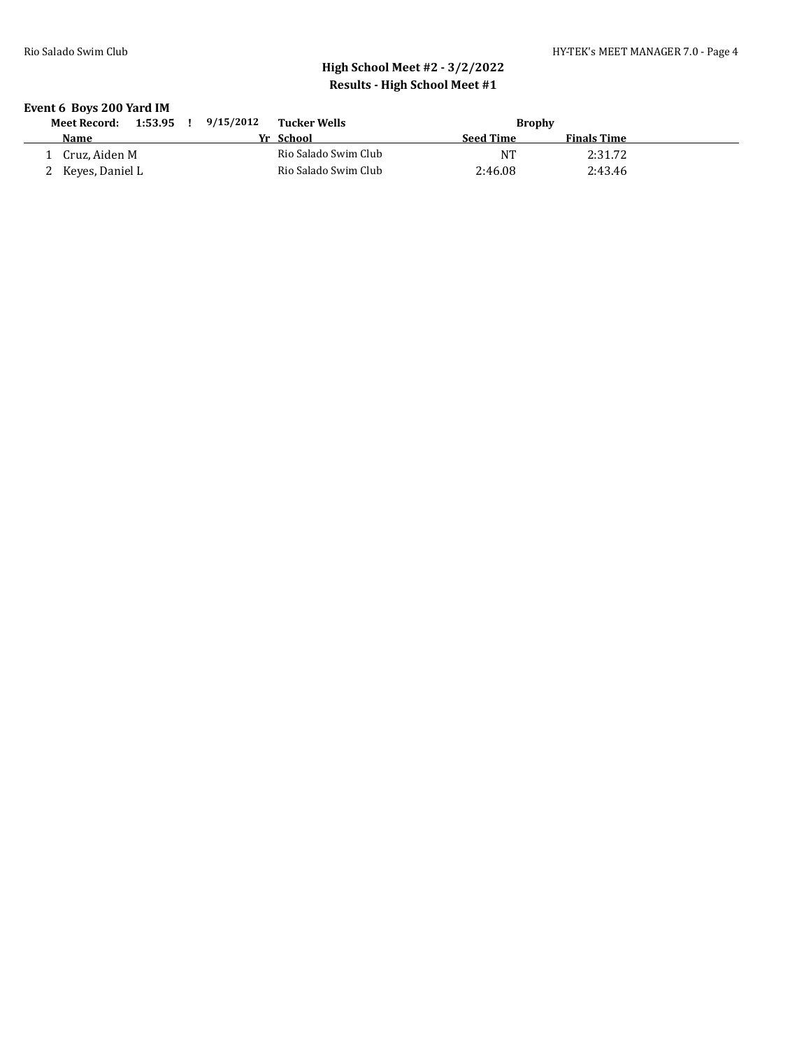## High School Meet #2 - 3/2/2022
## Results - High School Meet #1

### Event 6 Boys 200 Yard IM

**Meet Record: 1:53.95 ! 9/15/2012 Tucker Wells Brophy**

| | Name | Yr | School | Seed Time | Finals Time |
|---|---|---|---|---|---|
| 1 | Cruz, Aiden M | | Rio Salado Swim Club | NT | 2:31.72 |
| 2 | Keyes, Daniel L | | Rio Salado Swim Club | 2:46.08 | 2:43.46 |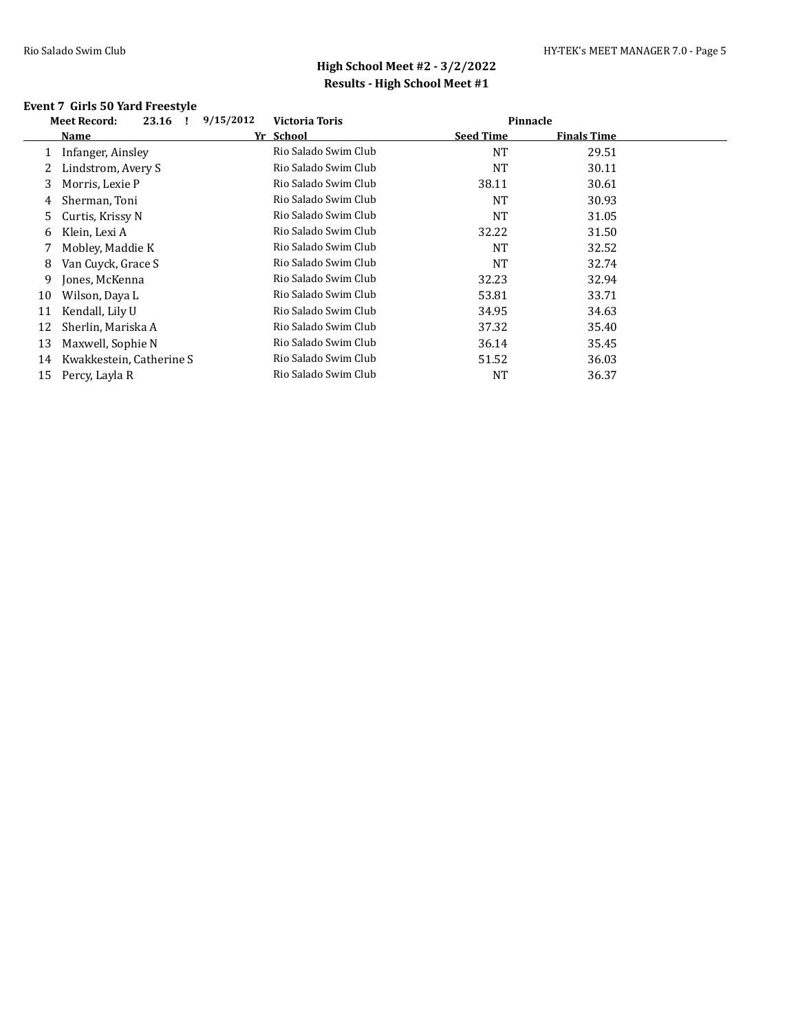## High School Meet #2 - 3/2/2022

### Results - High School Meet #1

### Event 7 Girls 50 Yard Freestyle

**Meet Record:** 23.16 ! 9/15/2012 Victoria Toris Pinnacle

| | Name | Yr | School | Seed Time | Finals Time |
|---|---|---|---|---|---|
| 1 | Infanger, Ainsley | | Rio Salado Swim Club | NT | 29.51 |
| 2 | Lindstrom, Avery S | | Rio Salado Swim Club | NT | 30.11 |
| 3 | Morris, Lexie P | | Rio Salado Swim Club | 38.11 | 30.61 |
| 4 | Sherman, Toni | | Rio Salado Swim Club | NT | 30.93 |
| 5 | Curtis, Krissy N | | Rio Salado Swim Club | NT | 31.05 |
| 6 | Klein, Lexi A | | Rio Salado Swim Club | 32.22 | 31.50 |
| 7 | Mobley, Maddie K | | Rio Salado Swim Club | NT | 32.52 |
| 8 | Van Cuyck, Grace S | | Rio Salado Swim Club | NT | 32.74 |
| 9 | Jones, McKenna | | Rio Salado Swim Club | 32.23 | 32.94 |
| 10 | Wilson, Daya L | | Rio Salado Swim Club | 53.81 | 33.71 |
| 11 | Kendall, Lily U | | Rio Salado Swim Club | 34.95 | 34.63 |
| 12 | Sherlin, Mariska A | | Rio Salado Swim Club | 37.32 | 35.40 |
| 13 | Maxwell, Sophie N | | Rio Salado Swim Club | 36.14 | 35.45 |
| 14 | Kwakkestein, Catherine S | | Rio Salado Swim Club | 51.52 | 36.03 |
| 15 | Percy, Layla R | | Rio Salado Swim Club | NT | 36.37 |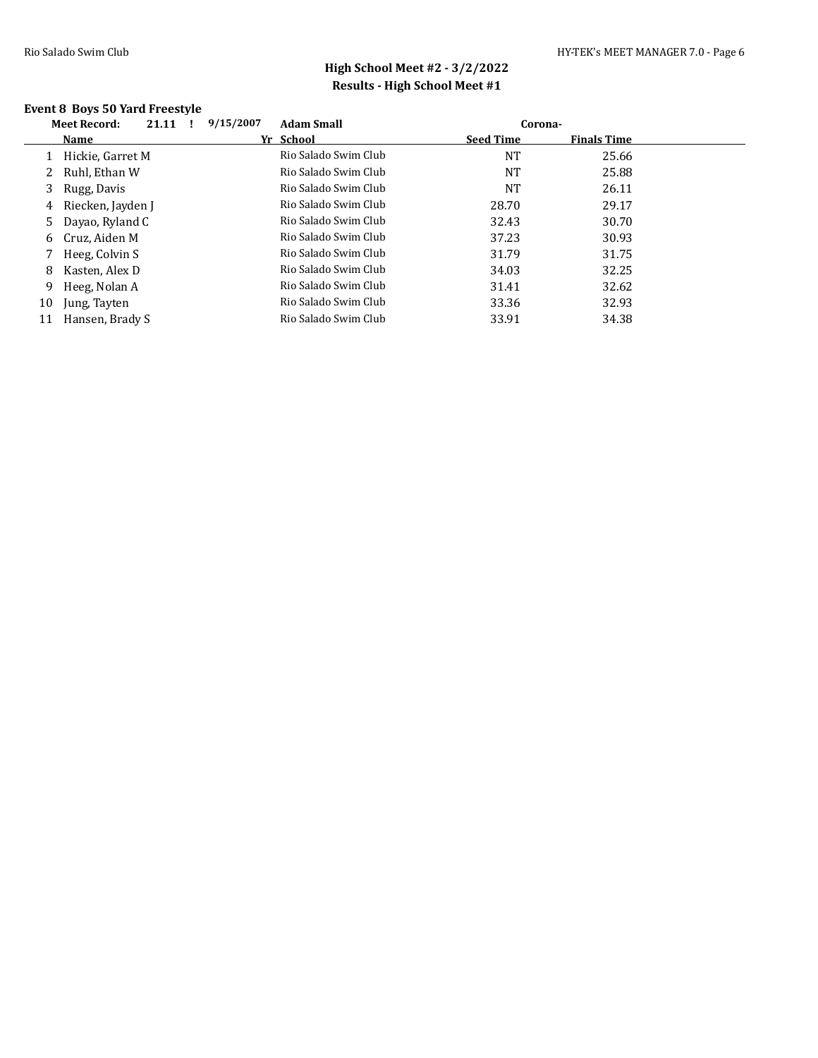## High School Meet #2 - 3/2/2022
### Results - High School Meet #1

### Event 8 Boys 50 Yard Freestyle

**Meet Record: 21.11 ! 9/15/2007 Adam Small Corona-**

| | Name | Yr | School | Seed Time | Finals Time |
|---|---|---|---|---|---|
| 1 | Hickie, Garret M | | Rio Salado Swim Club | NT | 25.66 |
| 2 | Ruhl, Ethan W | | Rio Salado Swim Club | NT | 25.88 |
| 3 | Rugg, Davis | | Rio Salado Swim Club | NT | 26.11 |
| 4 | Riecken, Jayden J | | Rio Salado Swim Club | 28.70 | 29.17 |
| 5 | Dayao, Ryland C | | Rio Salado Swim Club | 32.43 | 30.70 |
| 6 | Cruz, Aiden M | | Rio Salado Swim Club | 37.23 | 30.93 |
| 7 | Heeg, Colvin S | | Rio Salado Swim Club | 31.79 | 31.75 |
| 8 | Kasten, Alex D | | Rio Salado Swim Club | 34.03 | 32.25 |
| 9 | Heeg, Nolan A | | Rio Salado Swim Club | 31.41 | 32.62 |
| 10 | Jung, Tayten | | Rio Salado Swim Club | 33.36 | 32.93 |
| 11 | Hansen, Brady S | | Rio Salado Swim Club | 33.91 | 34.38 |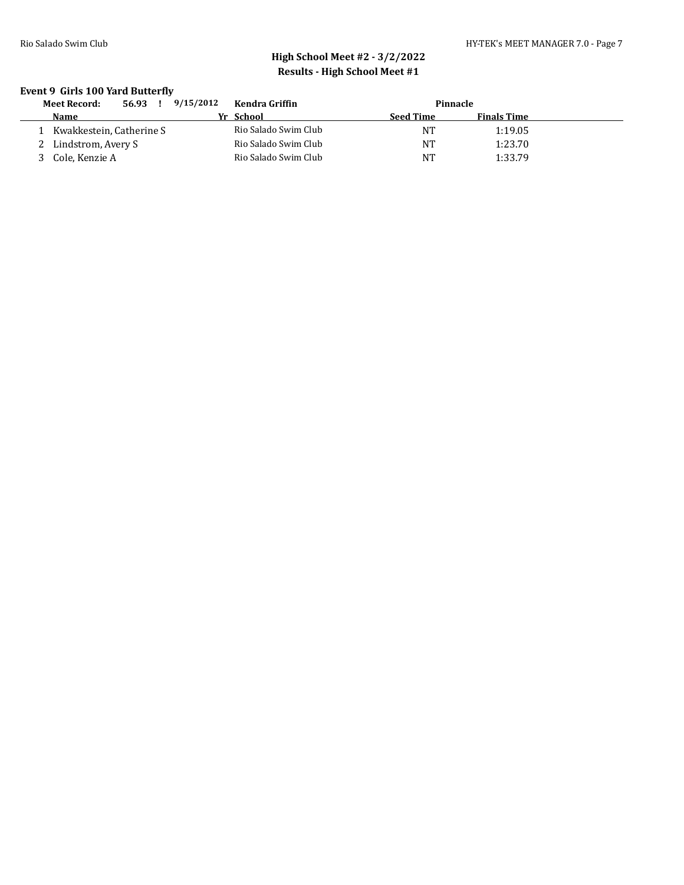## High School Meet #2 - 3/2/2022

## Results - High School Meet #1

### Event 9 Girls 100 Yard Butterfly

**Meet Record:** 56.93 ! 9/15/2012 **Kendra Griffin** **Pinnacle**

| | Name | Yr | School | Seed Time | Finals Time |
|---|---|---|---|---|---|
| 1 | Kwakkestein, Catherine S | | Rio Salado Swim Club | NT | 1:19.05 |
| 2 | Lindstrom, Avery S | | Rio Salado Swim Club | NT | 1:23.70 |
| 3 | Cole, Kenzie A | | Rio Salado Swim Club | NT | 1:33.79 |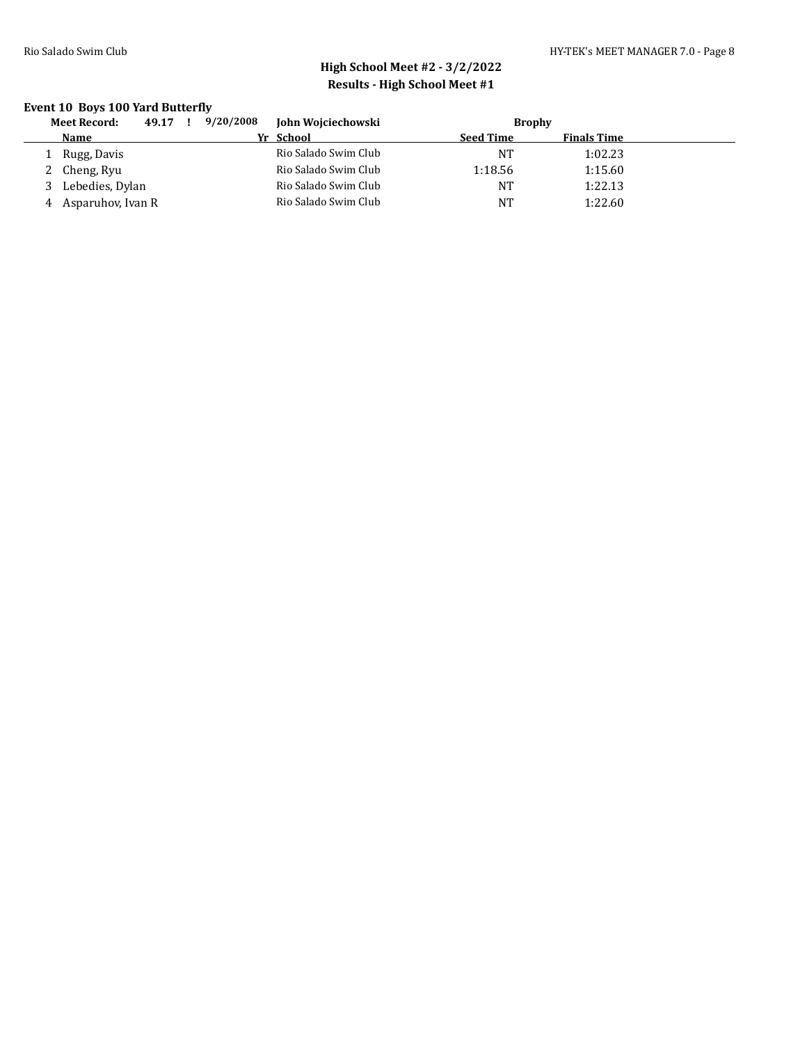## High School Meet #2 - 3/2/2022
## Results - High School Meet #1

### Event 10 Boys 100 Yard Butterfly

**Meet Record:** 49.17 ! 9/20/2008 **John Wojciechowski** **Brophy**

| | Name | Yr | School | Seed Time | Finals Time |
|---|---|---|---|---|---|
| 1 | Rugg, Davis | | Rio Salado Swim Club | NT | 1:02.23 |
| 2 | Cheng, Ryu | | Rio Salado Swim Club | 1:18.56 | 1:15.60 |
| 3 | Lebedies, Dylan | | Rio Salado Swim Club | NT | 1:22.13 |
| 4 | Asparuhov, Ivan R | | Rio Salado Swim Club | NT | 1:22.60 |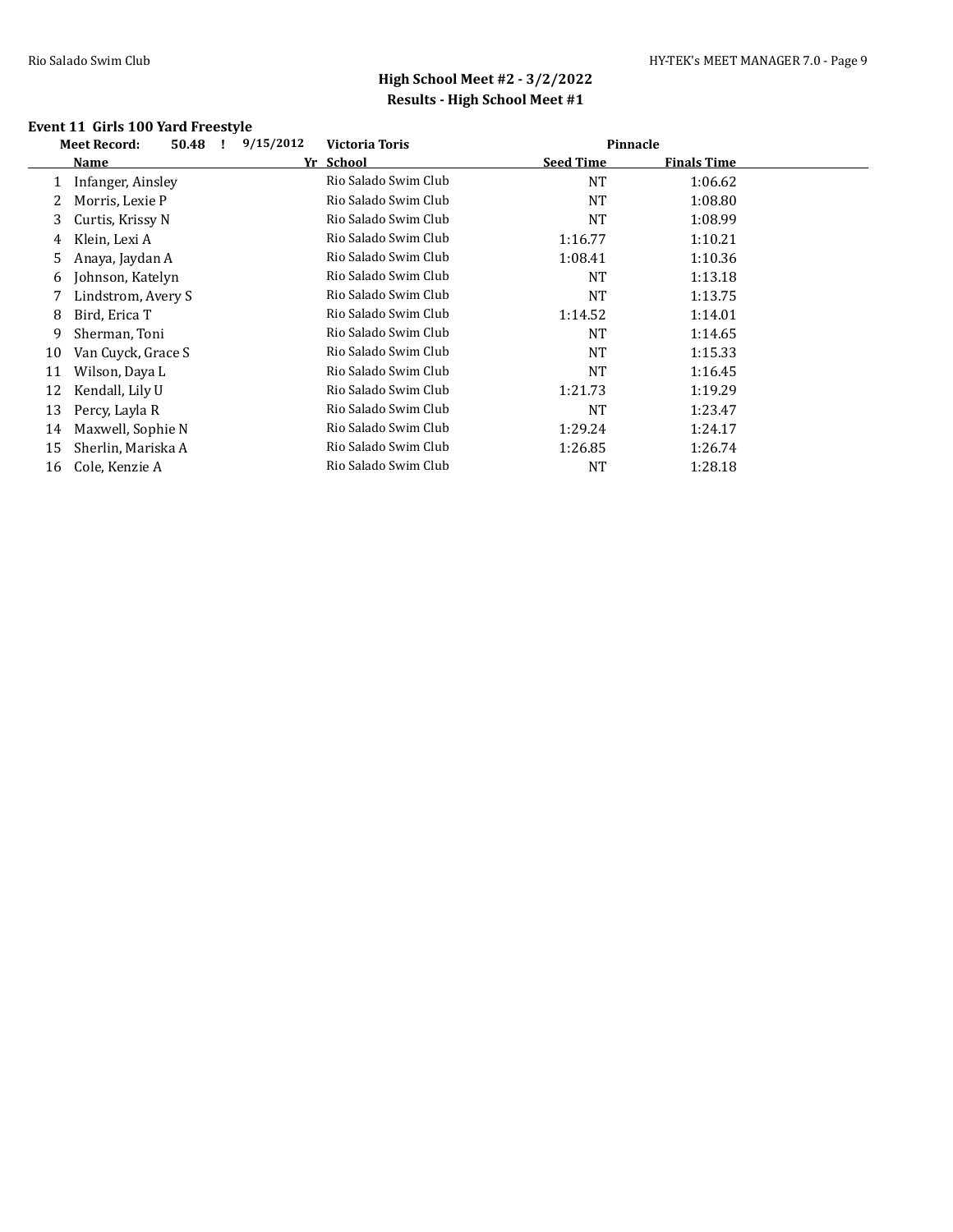## High School Meet #2 - 3/2/2022

### Results - High School Meet #1

### Event 11 Girls 100 Yard Freestyle

Meet Record: 50.48 ! 9/15/2012 Victoria Toris Pinnacle

| | Name | Yr | School | Seed Time | Finals Time |
|---|---|---|---|---|---|
| 1 | Infanger, Ainsley | | Rio Salado Swim Club | NT | 1:06.62 |
| 2 | Morris, Lexie P | | Rio Salado Swim Club | NT | 1:08.80 |
| 3 | Curtis, Krissy N | | Rio Salado Swim Club | NT | 1:08.99 |
| 4 | Klein, Lexi A | | Rio Salado Swim Club | 1:16.77 | 1:10.21 |
| 5 | Anaya, Jaydan A | | Rio Salado Swim Club | 1:08.41 | 1:10.36 |
| 6 | Johnson, Katelyn | | Rio Salado Swim Club | NT | 1:13.18 |
| 7 | Lindstrom, Avery S | | Rio Salado Swim Club | NT | 1:13.75 |
| 8 | Bird, Erica T | | Rio Salado Swim Club | 1:14.52 | 1:14.01 |
| 9 | Sherman, Toni | | Rio Salado Swim Club | NT | 1:14.65 |
| 10 | Van Cuyck, Grace S | | Rio Salado Swim Club | NT | 1:15.33 |
| 11 | Wilson, Daya L | | Rio Salado Swim Club | NT | 1:16.45 |
| 12 | Kendall, Lily U | | Rio Salado Swim Club | 1:21.73 | 1:19.29 |
| 13 | Percy, Layla R | | Rio Salado Swim Club | NT | 1:23.47 |
| 14 | Maxwell, Sophie N | | Rio Salado Swim Club | 1:29.24 | 1:24.17 |
| 15 | Sherlin, Mariska A | | Rio Salado Swim Club | 1:26.85 | 1:26.74 |
| 16 | Cole, Kenzie A | | Rio Salado Swim Club | NT | 1:28.18 |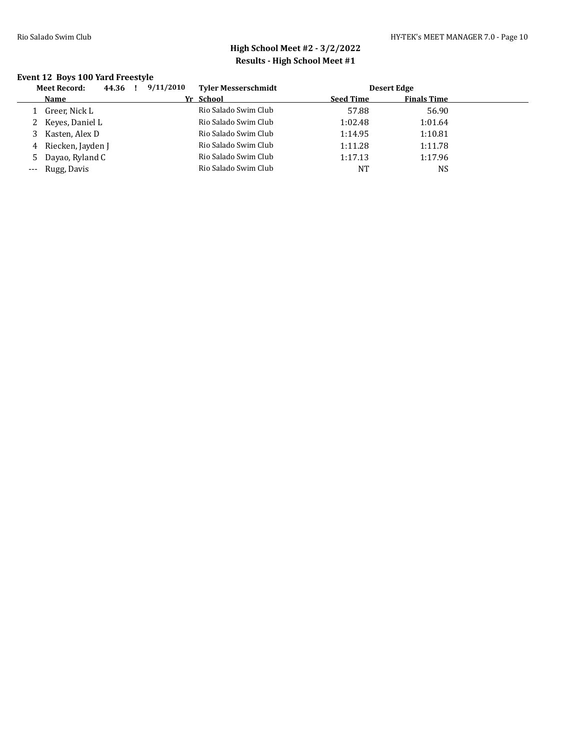## High School Meet #2 - 3/2/2022

## Results - High School Meet #1

### Event 12 Boys 100 Yard Freestyle

| Meet Record: | 44.36 ! | 9/11/2010 | Tyler Messerschmidt | Desert Edge | |
|---|---|---|---|---|---|
| | **Name** | **Yr** | **School** | **Seed Time** | **Finals Time** |
| 1 | Greer, Nick L | | Rio Salado Swim Club | 57.88 | 56.90 |
| 2 | Keyes, Daniel L | | Rio Salado Swim Club | 1:02.48 | 1:01.64 |
| 3 | Kasten, Alex D | | Rio Salado Swim Club | 1:14.95 | 1:10.81 |
| 4 | Riecken, Jayden J | | Rio Salado Swim Club | 1:11.28 | 1:11.78 |
| 5 | Dayao, Ryland C | | Rio Salado Swim Club | 1:17.13 | 1:17.96 |
| --- | Rugg, Davis | | Rio Salado Swim Club | NT | NS |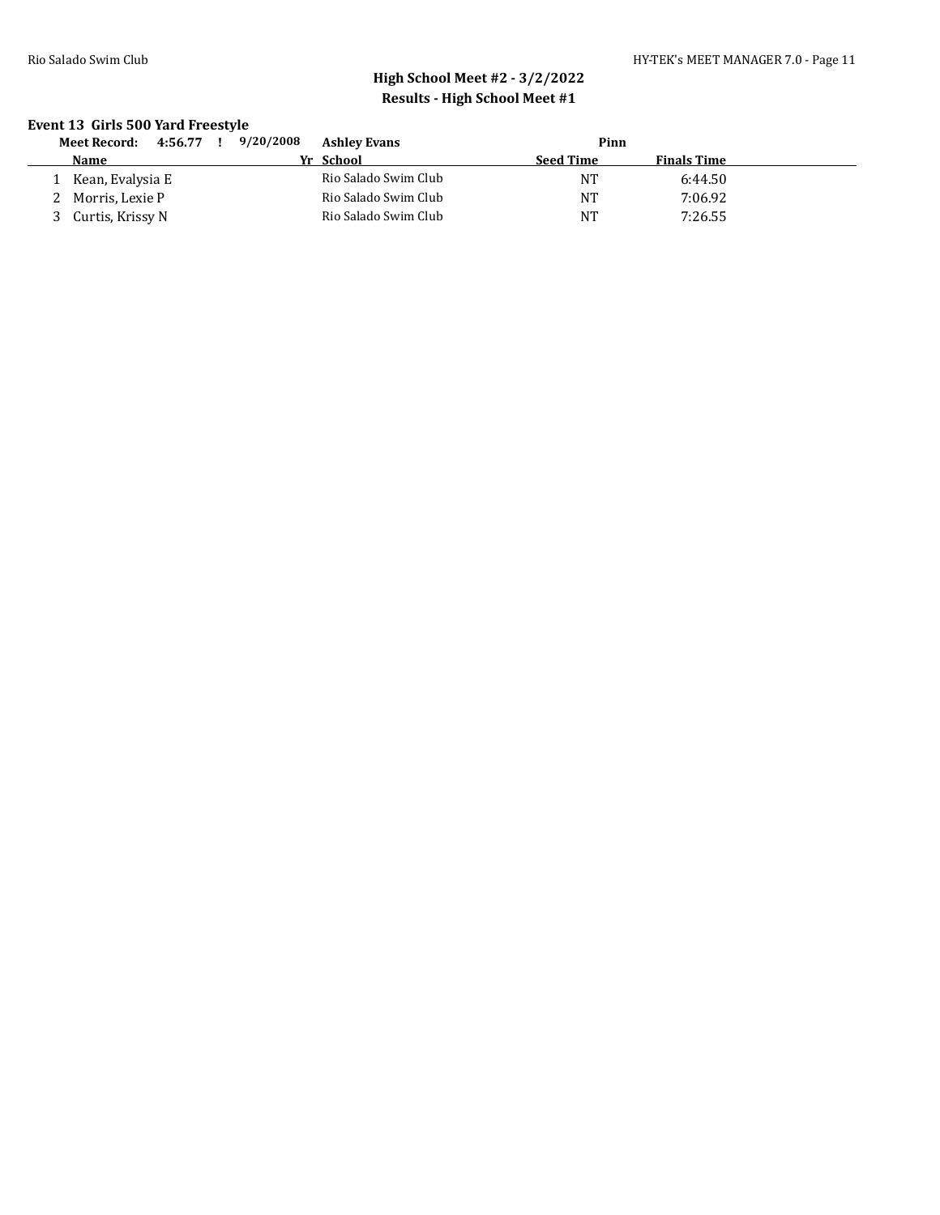## High School Meet #2 - 3/2/2022

### Results - High School Meet #1

**Event 13 Girls 500 Yard Freestyle**

**Meet Record: 4:56.77 ! 9/20/2008 Ashley Evans Pinn**

| | Name | Yr | School | Seed Time | Finals Time |
|---|---|---|---|---|---|
| 1 | Kean, Evalysia E | | Rio Salado Swim Club | NT | 6:44.50 |
| 2 | Morris, Lexie P | | Rio Salado Swim Club | NT | 7:06.92 |
| 3 | Curtis, Krissy N | | Rio Salado Swim Club | NT | 7:26.55 |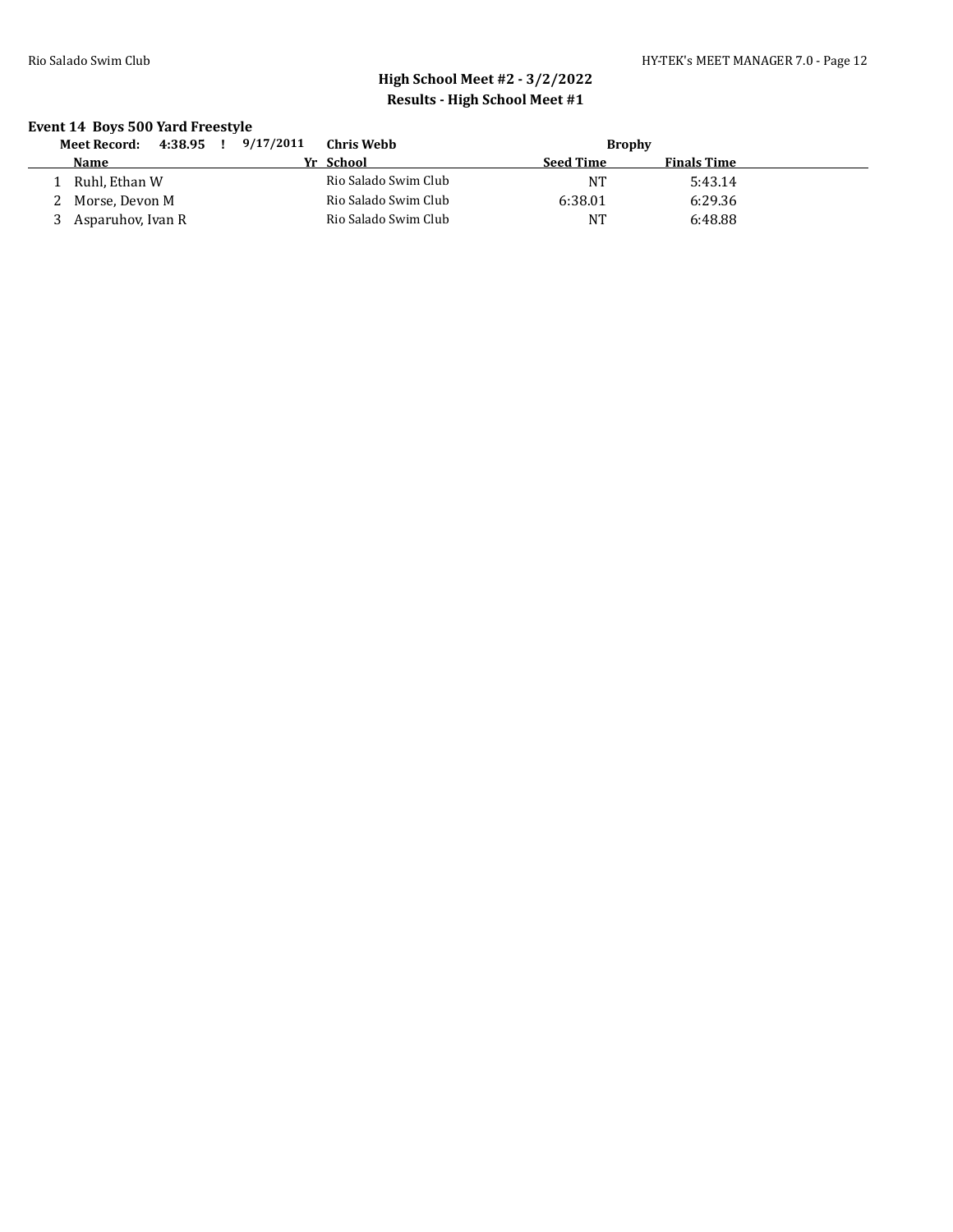## High School Meet #2 - 3/2/2022
## Results - High School Meet #1

### Event 14 Boys 500 Yard Freestyle

**Meet Record: 4:38.95 ! 9/17/2011 Chris Webb Brophy**

| | Name | Yr | School | Seed Time | Finals Time |
|---|---|---|---|---|---|
| 1 | Ruhl, Ethan W | | Rio Salado Swim Club | NT | 5:43.14 |
| 2 | Morse, Devon M | | Rio Salado Swim Club | 6:38.01 | 6:29.36 |
| 3 | Asparuhov, Ivan R | | Rio Salado Swim Club | NT | 6:48.88 |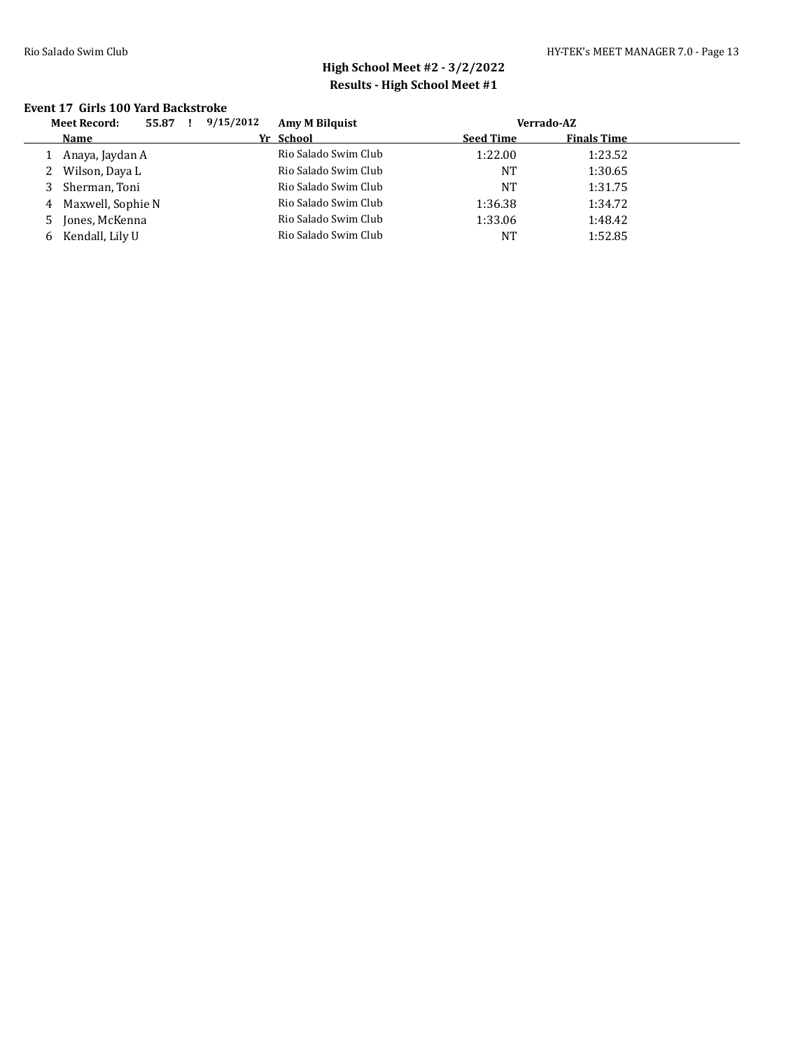## High School Meet #2 - 3/2/2022
### Results - High School Meet #1

#### Event 17 Girls 100 Yard Backstroke

| Meet Record: | 55.87 ! | 9/15/2012 | Amy M Bilquist | Verrado-AZ | |
|---|---|---|---|---|---|

| | Name | Yr | School | Seed Time | Finals Time |
|---|---|---|---|---|---|
| 1 | Anaya, Jaydan A | | Rio Salado Swim Club | 1:22.00 | 1:23.52 |
| 2 | Wilson, Daya L | | Rio Salado Swim Club | NT | 1:30.65 |
| 3 | Sherman, Toni | | Rio Salado Swim Club | NT | 1:31.75 |
| 4 | Maxwell, Sophie N | | Rio Salado Swim Club | 1:36.38 | 1:34.72 |
| 5 | Jones, McKenna | | Rio Salado Swim Club | 1:33.06 | 1:48.42 |
| 6 | Kendall, Lily U | | Rio Salado Swim Club | NT | 1:52.85 |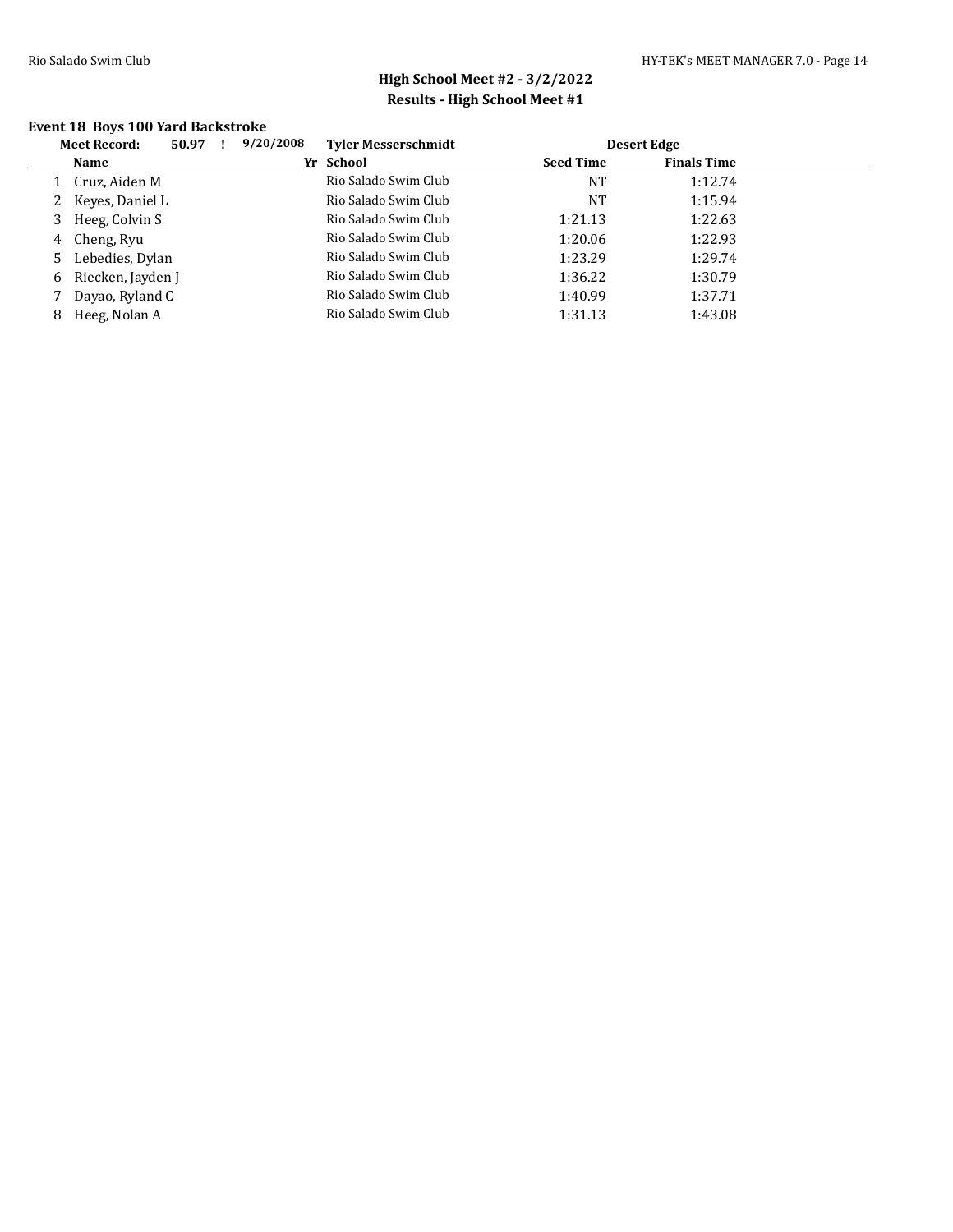## High School Meet #2 - 3/2/2022

## Results - High School Meet #1

### Event 18 Boys 100 Yard Backstroke

| Meet Record: | 50.97 ! | 9/20/2008 | Tyler Messerschmidt | Desert Edge | |
|---|---|---|---|---|---|
| | **Name** | **Yr** | **School** | **Seed Time** | **Finals Time** |
| 1 | Cruz, Aiden M | | Rio Salado Swim Club | NT | 1:12.74 |
| 2 | Keyes, Daniel L | | Rio Salado Swim Club | NT | 1:15.94 |
| 3 | Heeg, Colvin S | | Rio Salado Swim Club | 1:21.13 | 1:22.63 |
| 4 | Cheng, Ryu | | Rio Salado Swim Club | 1:20.06 | 1:22.93 |
| 5 | Lebedies, Dylan | | Rio Salado Swim Club | 1:23.29 | 1:29.74 |
| 6 | Riecken, Jayden J | | Rio Salado Swim Club | 1:36.22 | 1:30.79 |
| 7 | Dayao, Ryland C | | Rio Salado Swim Club | 1:40.99 | 1:37.71 |
| 8 | Heeg, Nolan A | | Rio Salado Swim Club | 1:31.13 | 1:43.08 |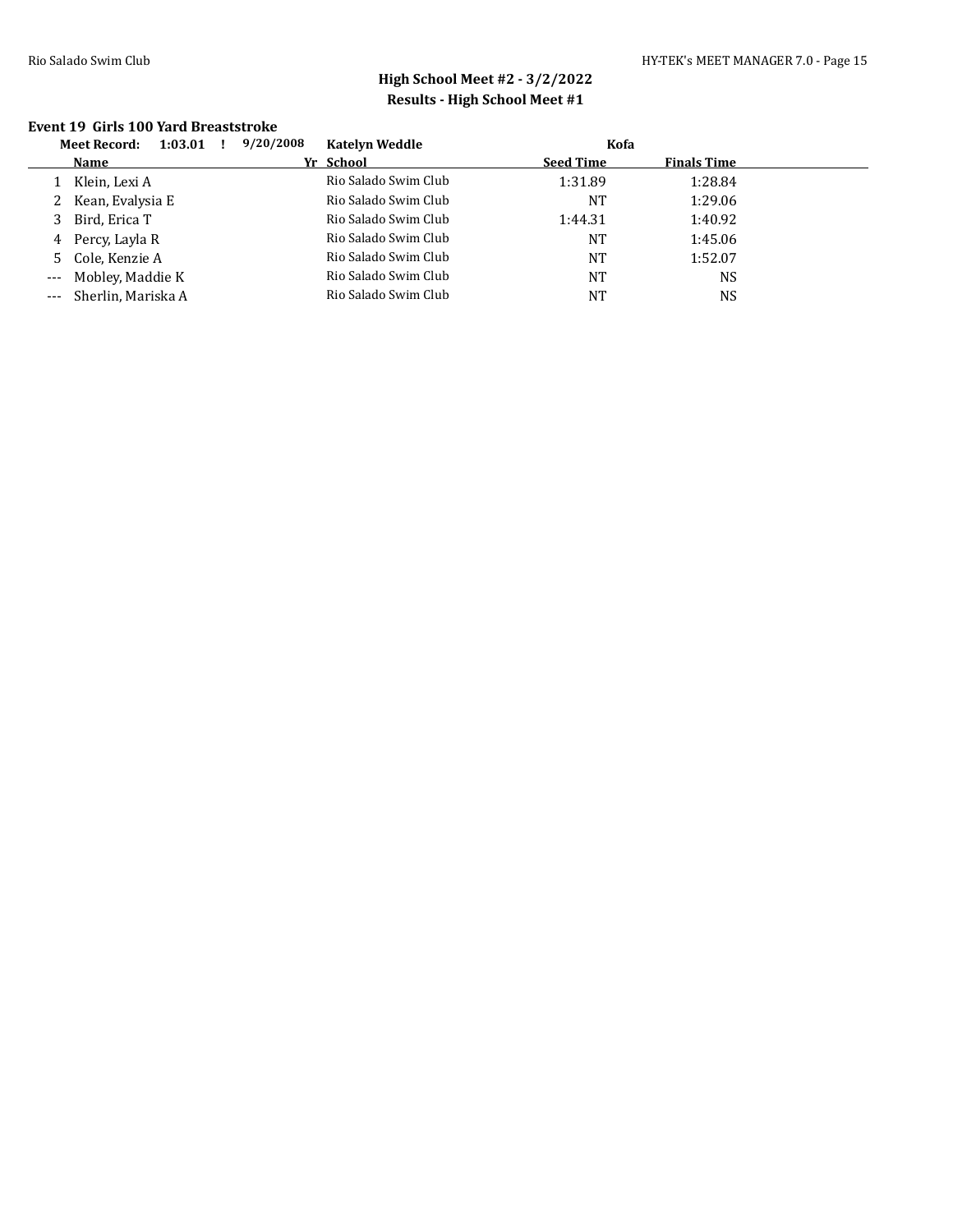## High School Meet #2 - 3/2/2022
## Results - High School Meet #1

### Event 19 Girls 100 Yard Breaststroke

**Meet Record: 1:03.01 ! 9/20/2008 Katelyn Weddle Kofa**

| | Name | Yr | School | Seed Time | Finals Time |
|---|---|---|---|---|---|
| 1 | Klein, Lexi A | | Rio Salado Swim Club | 1:31.89 | 1:28.84 |
| 2 | Kean, Evalysia E | | Rio Salado Swim Club | NT | 1:29.06 |
| 3 | Bird, Erica T | | Rio Salado Swim Club | 1:44.31 | 1:40.92 |
| 4 | Percy, Layla R | | Rio Salado Swim Club | NT | 1:45.06 |
| 5 | Cole, Kenzie A | | Rio Salado Swim Club | NT | 1:52.07 |
| --- | Mobley, Maddie K | | Rio Salado Swim Club | NT | NS |
| --- | Sherlin, Mariska A | | Rio Salado Swim Club | NT | NS |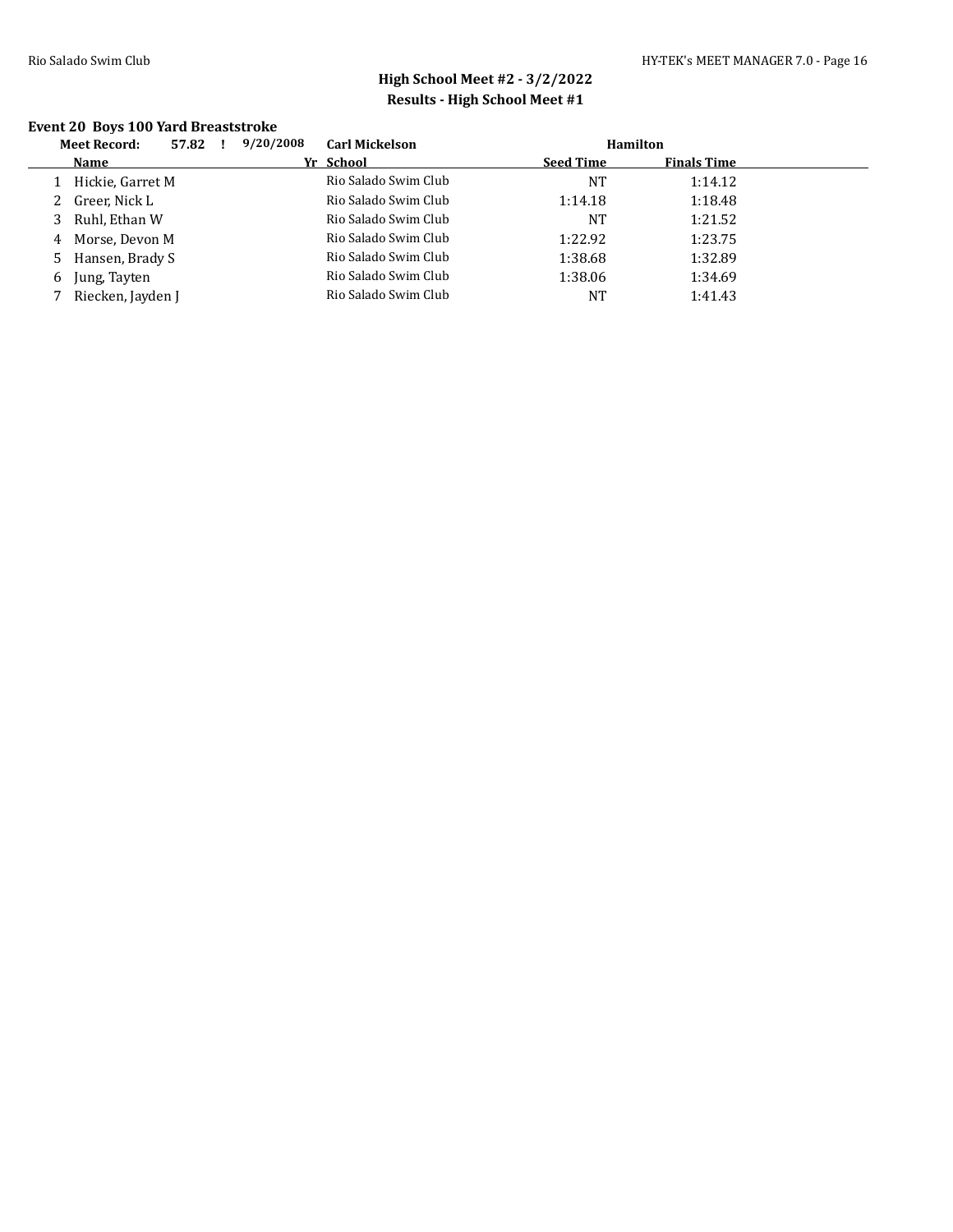## High School Meet #2 - 3/2/2022
## Results - High School Meet #1

### Event 20 Boys 100 Yard Breaststroke

Meet Record: 57.82 ! 9/20/2008 Carl Mickelson Hamilton

| | Name | Yr | School | Seed Time | Finals Time |
|---|---|---|---|---|---|
| 1 | Hickie, Garret M | | Rio Salado Swim Club | NT | 1:14.12 |
| 2 | Greer, Nick L | | Rio Salado Swim Club | 1:14.18 | 1:18.48 |
| 3 | Ruhl, Ethan W | | Rio Salado Swim Club | NT | 1:21.52 |
| 4 | Morse, Devon M | | Rio Salado Swim Club | 1:22.92 | 1:23.75 |
| 5 | Hansen, Brady S | | Rio Salado Swim Club | 1:38.68 | 1:32.89 |
| 6 | Jung, Tayten | | Rio Salado Swim Club | 1:38.06 | 1:34.69 |
| 7 | Riecken, Jayden J | | Rio Salado Swim Club | NT | 1:41.43 |